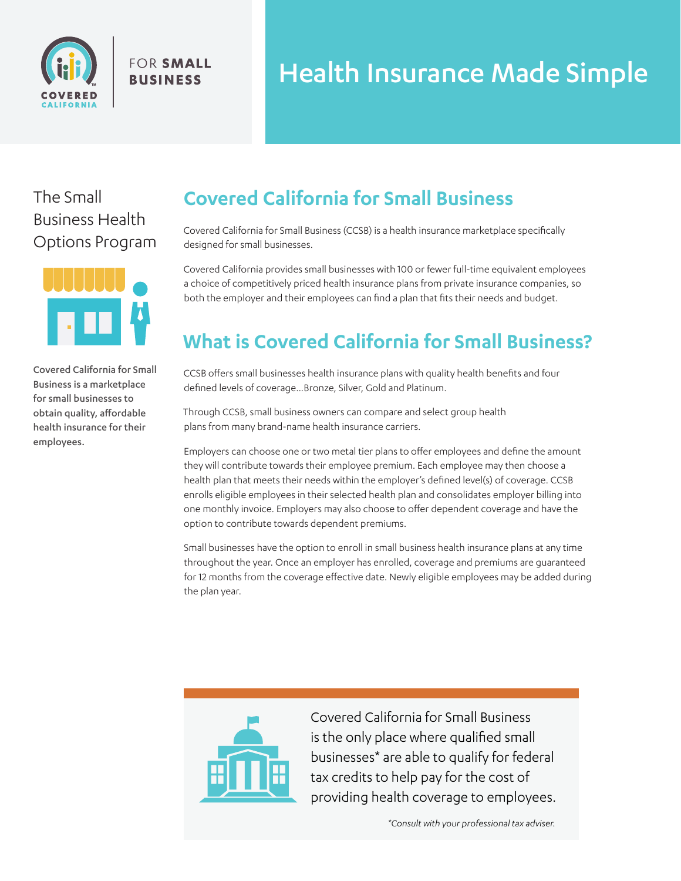COVERED CALIFORNIA

FOR **SMALL BUSINESS**

# Health Insurance Made Simple

The Small Business Health Options Program

**Covered California for Small Business is a marketplace for small businesses to obtain quality, affordable health insurance for their employees.**

## Covered California for Small Business

Covered California for Small Business (CCSB) is a health insurance marketplace specifically designed for small businesses.

Covered California provides small businesses with 100 or fewer full-time equivalent employees a choice of competitively priced health insurance plans from private insurance companies, so both the employer and their employees can find a plan that fits their needs and budget.

## What is Covered California for Small Business?

CCSB offers small businesses health insurance plans with quality health benefits and four defined levels of coverage...Bronze, Silver, Gold and Platinum.

Through CCSB, small business owners can compare and select group health plans from many brand-name health insurance carriers.

Employers can choose one or two metal tier plans to offer employees and define the amount they will contribute towards their employee premium. Each employee may then choose a health plan that meets their needs within the employer's defined level(s) of coverage. CCSB enrolls eligible employees in their selected health plan and consolidates employer billing into one monthly invoice. Employers may also choose to offer dependent coverage and have the option to contribute towards dependent premiums.

Small businesses have the option to enroll in small business health insurance plans at any time throughout the year. Once an employer has enrolled, coverage and premiums are guaranteed for 12 months from the coverage effective date. Newly eligible employees may be added during the plan year.

Covered California for Small Business is the only place where qualified small businesses* are able to qualify for federal tax credits to help pay for the cost of providing health coverage to employees.

*\*Consult with your professional tax adviser.*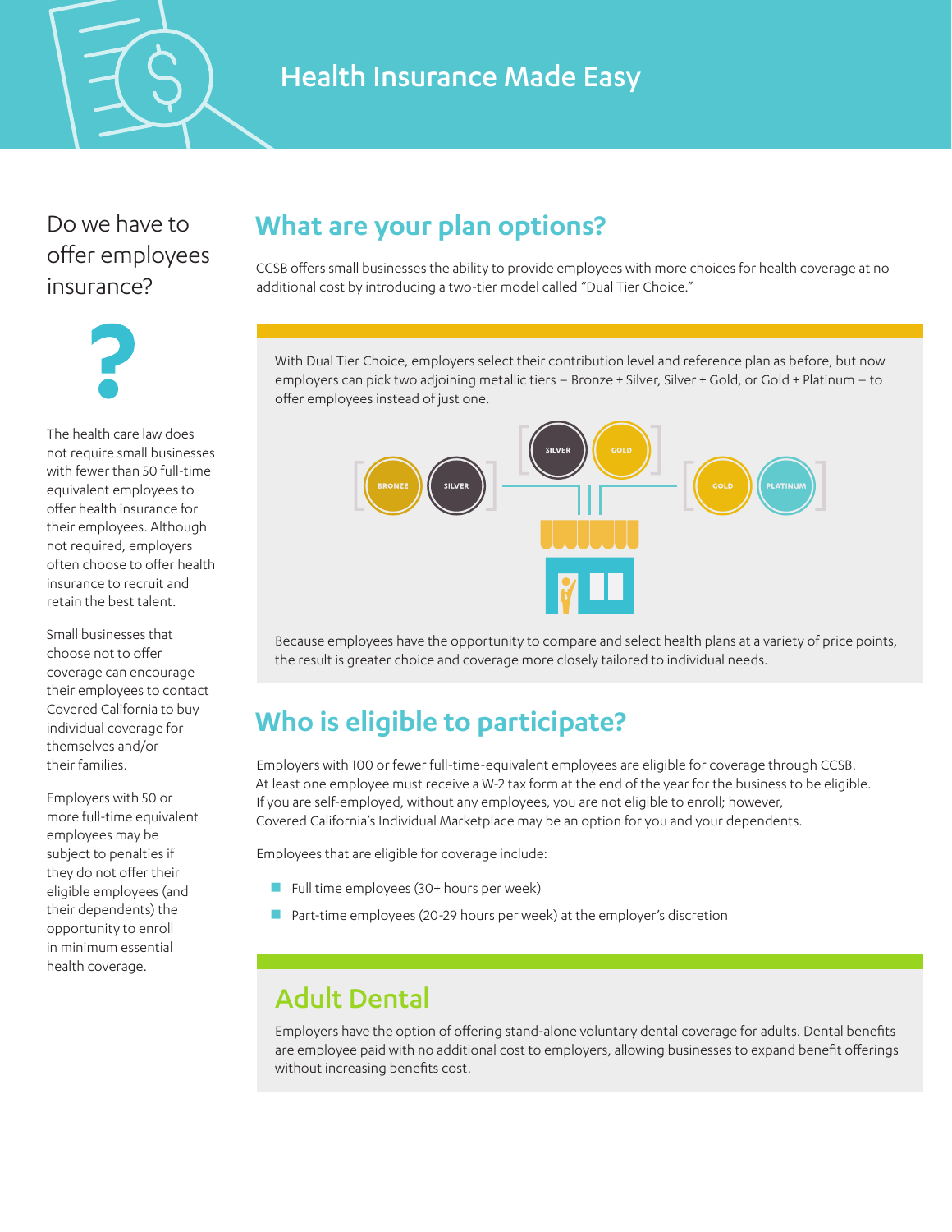# Health Insurance Made Easy

## Do we have to offer employees insurance?

The health care law does not require small businesses with fewer than 50 full-time equivalent employees to offer health insurance for their employees. Although not required, employers often choose to offer health insurance to recruit and retain the best talent.

Small businesses that choose not to offer coverage can encourage their employees to contact Covered California to buy individual coverage for themselves and/or their families.

Employers with 50 or more full-time equivalent employees may be subject to penalties if they do not offer their eligible employees (and their dependents) the opportunity to enroll in minimum essential health coverage.

## What are your plan options?

CCSB offers small businesses the ability to provide employees with more choices for health coverage at no additional cost by introducing a two-tier model called "Dual Tier Choice."

With Dual Tier Choice, employers select their contribution level and reference plan as before, but now employers can pick two adjoining metallic tiers – Bronze + Silver, Silver + Gold, or Gold + Platinum – to offer employees instead of just one.

Because employees have the opportunity to compare and select health plans at a variety of price points, the result is greater choice and coverage more closely tailored to individual needs.

## Who is eligible to participate?

Employers with 100 or fewer full-time-equivalent employees are eligible for coverage through CCSB. At least one employee must receive a W-2 tax form at the end of the year for the business to be eligible. If you are self-employed, without any employees, you are not eligible to enroll; however, Covered California's Individual Marketplace may be an option for you and your dependents.

Employees that are eligible for coverage include:

- Full time employees (30+ hours per week)
- Part-time employees (20-29 hours per week) at the employer's discretion

## Adult Dental

Employers have the option of offering stand-alone voluntary dental coverage for adults. Dental benefits are employee paid with no additional cost to employers, allowing businesses to expand benefit offerings without increasing benefits cost.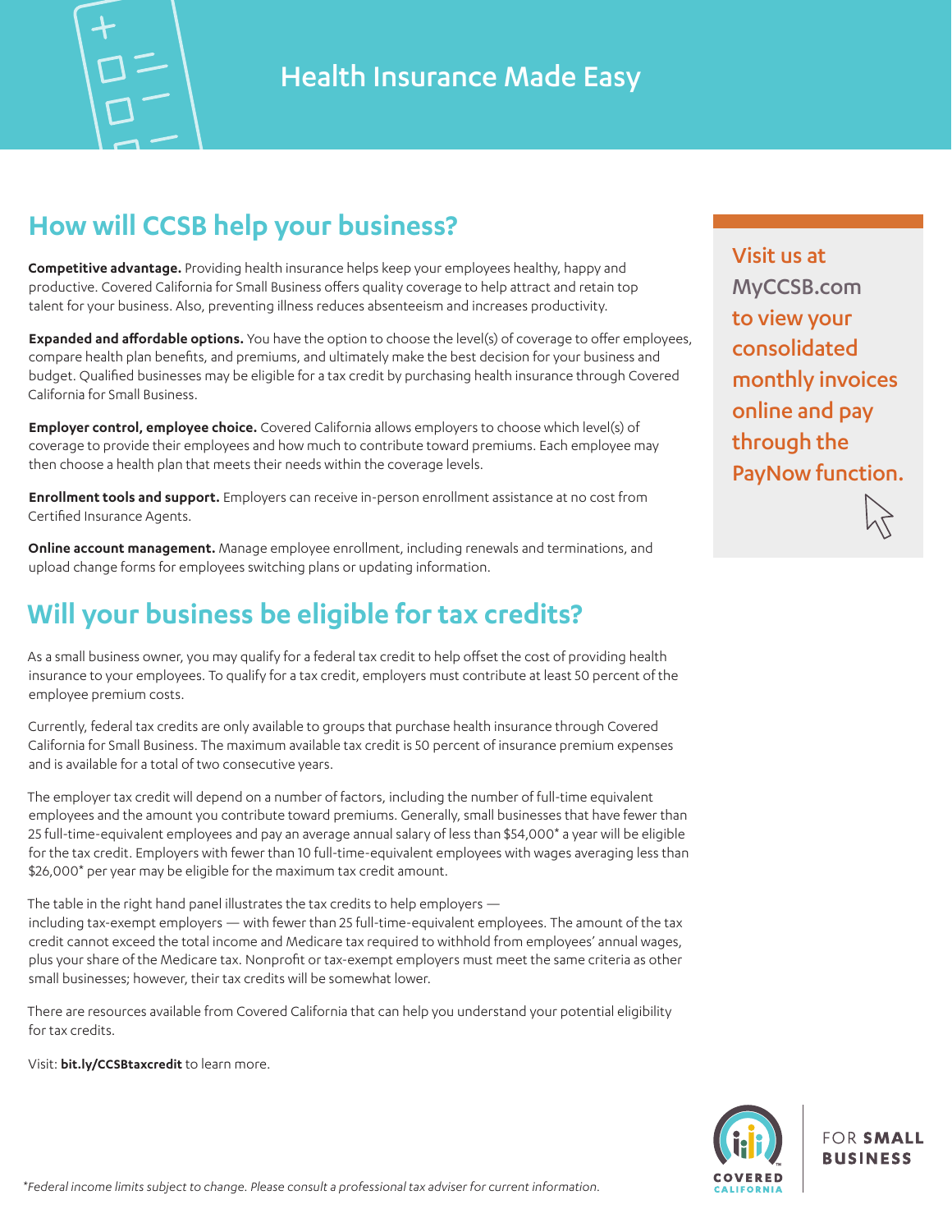# Health Insurance Made Easy

## How will CCSB help your business?

**Competitive advantage.** Providing health insurance helps keep your employees healthy, happy and productive. Covered California for Small Business offers quality coverage to help attract and retain top talent for your business. Also, preventing illness reduces absenteeism and increases productivity.

**Expanded and affordable options.** You have the option to choose the level(s) of coverage to offer employees, compare health plan benefits, and premiums, and ultimately make the best decision for your business and budget. Qualified businesses may be eligible for a tax credit by purchasing health insurance through Covered California for Small Business.

**Employer control, employee choice.** Covered California allows employers to choose which level(s) of coverage to provide their employees and how much to contribute toward premiums. Each employee may then choose a health plan that meets their needs within the coverage levels.

**Enrollment tools and support.** Employers can receive in-person enrollment assistance at no cost from Certified Insurance Agents.

**Online account management.** Manage employee enrollment, including renewals and terminations, and upload change forms for employees switching plans or updating information.

Visit us at MyCCSB.com to view your consolidated monthly invoices online and pay through the PayNow function.

## Will your business be eligible for tax credits?

As a small business owner, you may qualify for a federal tax credit to help offset the cost of providing health insurance to your employees. To qualify for a tax credit, employers must contribute at least 50 percent of the employee premium costs.

Currently, federal tax credits are only available to groups that purchase health insurance through Covered California for Small Business. The maximum available tax credit is 50 percent of insurance premium expenses and is available for a total of two consecutive years.

The employer tax credit will depend on a number of factors, including the number of full-time equivalent employees and the amount you contribute toward premiums. Generally, small businesses that have fewer than 25 full-time-equivalent employees and pay an average annual salary of less than $54,000* a year will be eligible for the tax credit. Employers with fewer than 10 full-time-equivalent employees with wages averaging less than $26,000* per year may be eligible for the maximum tax credit amount.

The table in the right hand panel illustrates the tax credits to help employers — including tax-exempt employers — with fewer than 25 full-time-equivalent employees. The amount of the tax credit cannot exceed the total income and Medicare tax required to withhold from employees' annual wages, plus your share of the Medicare tax. Nonprofit or tax-exempt employers must meet the same criteria as other small businesses; however, their tax credits will be somewhat lower.

There are resources available from Covered California that can help you understand your potential eligibility for tax credits.

Visit: **bit.ly/CCSBtaxcredit** to learn more.

COVERED CALIFORNIA FOR **SMALL BUSINESS**

*\*Federal income limits subject to change. Please consult a professional tax adviser for current information.*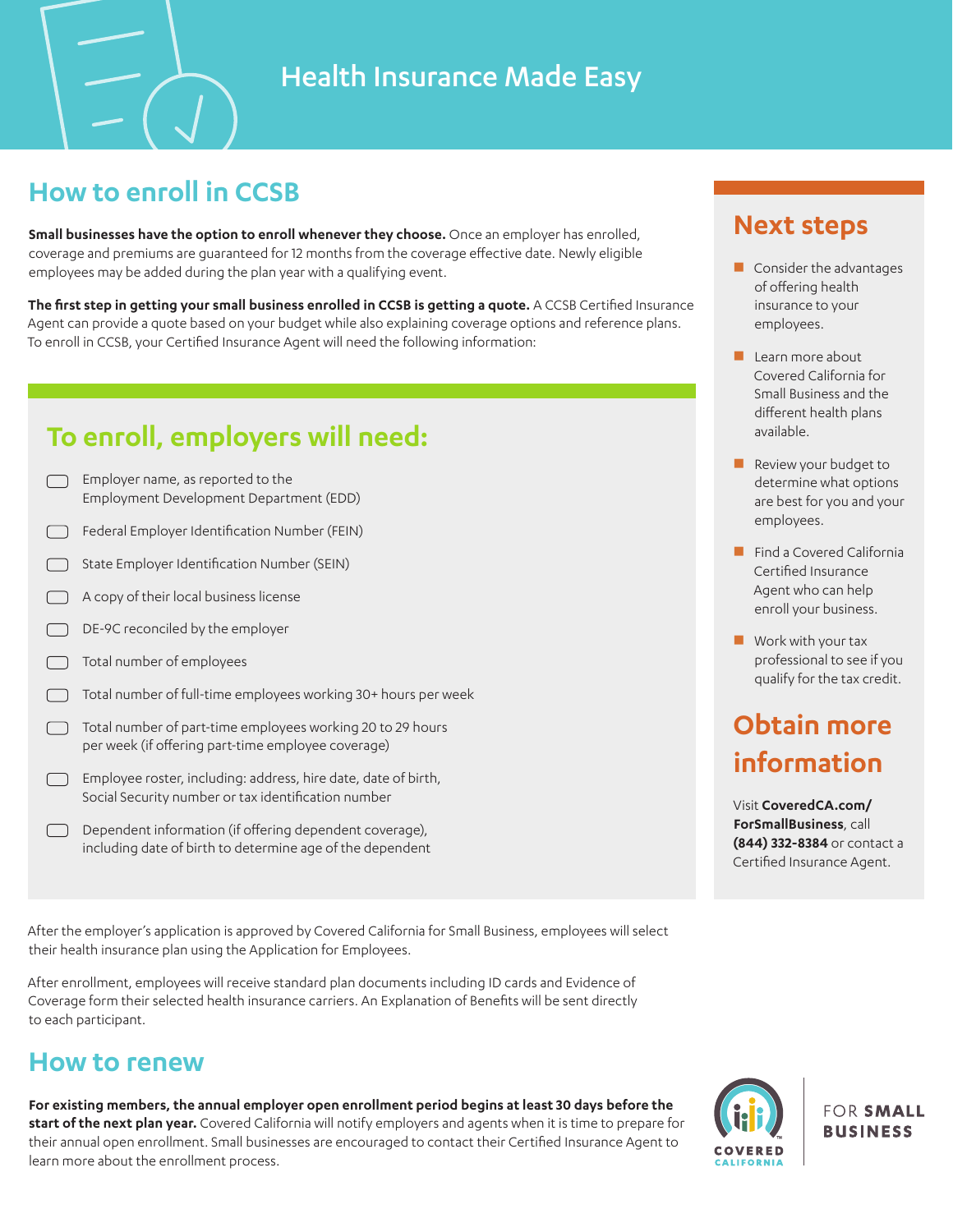# Health Insurance Made Easy

## How to enroll in CCSB

**Small businesses have the option to enroll whenever they choose.** Once an employer has enrolled, coverage and premiums are guaranteed for 12 months from the coverage effective date. Newly eligible employees may be added during the plan year with a qualifying event.

**The first step in getting your small business enrolled in CCSB is getting a quote.** A CCSB Certified Insurance Agent can provide a quote based on your budget while also explaining coverage options and reference plans. To enroll in CCSB, your Certified Insurance Agent will need the following information:

### To enroll, employers will need:

- [ ] Employer name, as reported to the Employment Development Department (EDD)
- [ ] Federal Employer Identification Number (FEIN)
- [ ] State Employer Identification Number (SEIN)
- [ ] A copy of their local business license
- [ ] DE-9C reconciled by the employer
- [ ] Total number of employees
- [ ] Total number of full-time employees working 30+ hours per week
- [ ] Total number of part-time employees working 20 to 29 hours per week (if offering part-time employee coverage)
- [ ] Employee roster, including: address, hire date, date of birth, Social Security number or tax identification number
- [ ] Dependent information (if offering dependent coverage), including date of birth to determine age of the dependent

After the employer's application is approved by Covered California for Small Business, employees will select their health insurance plan using the Application for Employees.

After enrollment, employees will receive standard plan documents including ID cards and Evidence of Coverage form their selected health insurance carriers. An Explanation of Benefits will be sent directly to each participant.

## How to renew

**For existing members, the annual employer open enrollment period begins at least 30 days before the start of the next plan year.** Covered California will notify employers and agents when it is time to prepare for their annual open enrollment. Small businesses are encouraged to contact their Certified Insurance Agent to learn more about the enrollment process.

## Next steps

- Consider the advantages of offering health insurance to your employees.
- Learn more about Covered California for Small Business and the different health plans available.
- Review your budget to determine what options are best for you and your employees.
- Find a Covered California Certified Insurance Agent who can help enroll your business.
- Work with your tax professional to see if you qualify for the tax credit.

## Obtain more information

Visit **CoveredCA.com/ForSmallBusiness**, call **(844) 332-8384** or contact a Certified Insurance Agent.

COVERED CALIFORNIA FOR SMALL BUSINESS